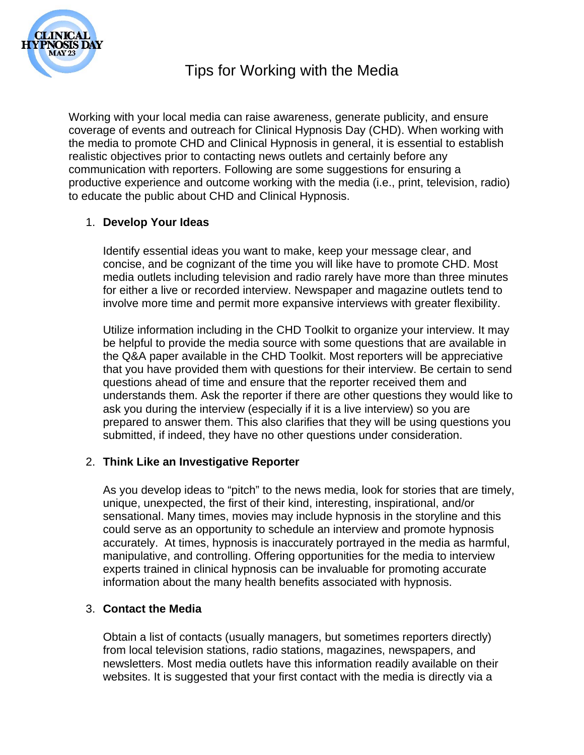# Tips for Working with the Media

Working with your local media can raise awareness, generate publicity, and ensure coverage of events and outreach for Clinical Hypnosis Day (CHD). When working with the media to promote CHD and Clinical Hypnosis in general, it is essential to establish realistic objectives prior to contacting news outlets and certainly before any communication with reporters. Following are some suggestions for ensuring a productive experience and outcome working with the media (i.e., print, television, radio) to educate the public about CHD and Clinical Hypnosis.

1. **Develop Your Ideas**

   Identify essential ideas you want to make, keep your message clear, and concise, and be cognizant of the time you will like have to promote CHD. Most media outlets including television and radio rarely have more than three minutes for either a live or recorded interview. Newspaper and magazine outlets tend to involve more time and permit more expansive interviews with greater flexibility.

   Utilize information including in the CHD Toolkit to organize your interview. It may be helpful to provide the media source with some questions that are available in the Q&A paper available in the CHD Toolkit. Most reporters will be appreciative that you have provided them with questions for their interview. Be certain to send questions ahead of time and ensure that the reporter received them and understands them. Ask the reporter if there are other questions they would like to ask you during the interview (especially if it is a live interview) so you are prepared to answer them. This also clarifies that they will be using questions you submitted, if indeed, they have no other questions under consideration.

2. **Think Like an Investigative Reporter**

   As you develop ideas to "pitch" to the news media, look for stories that are timely, unique, unexpected, the first of their kind, interesting, inspirational, and/or sensational. Many times, movies may include hypnosis in the storyline and this could serve as an opportunity to schedule an interview and promote hypnosis accurately. At times, hypnosis is inaccurately portrayed in the media as harmful, manipulative, and controlling. Offering opportunities for the media to interview experts trained in clinical hypnosis can be invaluable for promoting accurate information about the many health benefits associated with hypnosis.

3. **Contact the Media**

   Obtain a list of contacts (usually managers, but sometimes reporters directly) from local television stations, radio stations, magazines, newspapers, and newsletters. Most media outlets have this information readily available on their websites. It is suggested that your first contact with the media is directly via a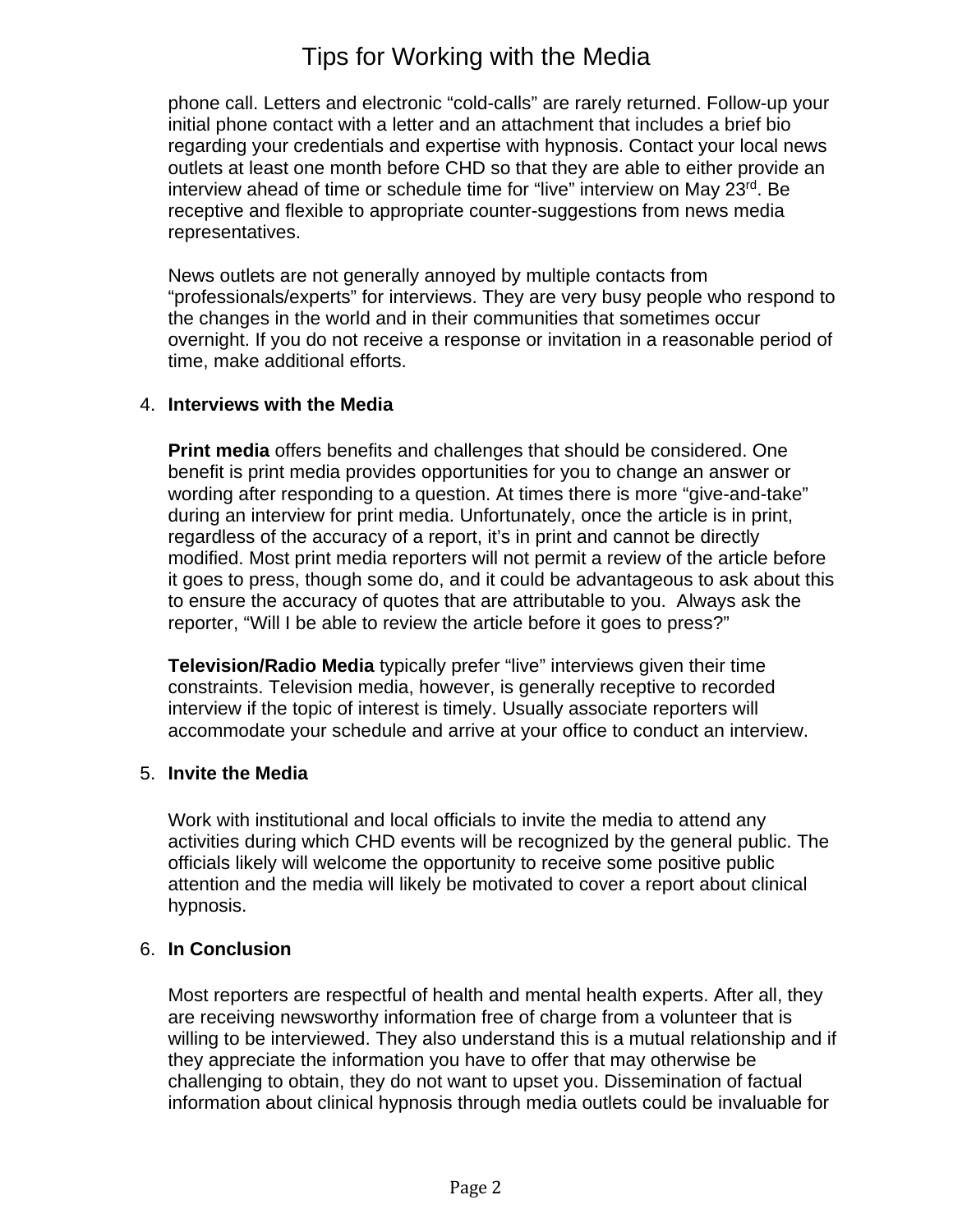phone call. Letters and electronic "cold-calls" are rarely returned. Follow-up your initial phone contact with a letter and an attachment that includes a brief bio regarding your credentials and expertise with hypnosis. Contact your local news outlets at least one month before CHD so that they are able to either provide an interview ahead of time or schedule time for "live" interview on May 23rd. Be receptive and flexible to appropriate counter-suggestions from news media representatives.

News outlets are not generally annoyed by multiple contacts from "professionals/experts" for interviews. They are very busy people who respond to the changes in the world and in their communities that sometimes occur overnight. If you do not receive a response or invitation in a reasonable period of time, make additional efforts.

4. **Interviews with the Media**

   **Print media** offers benefits and challenges that should be considered. One benefit is print media provides opportunities for you to change an answer or wording after responding to a question. At times there is more "give-and-take" during an interview for print media. Unfortunately, once the article is in print, regardless of the accuracy of a report, it's in print and cannot be directly modified. Most print media reporters will not permit a review of the article before it goes to press, though some do, and it could be advantageous to ask about this to ensure the accuracy of quotes that are attributable to you. Always ask the reporter, "Will I be able to review the article before it goes to press?"

   **Television/Radio Media** typically prefer "live" interviews given their time constraints. Television media, however, is generally receptive to recorded interview if the topic of interest is timely. Usually associate reporters will accommodate your schedule and arrive at your office to conduct an interview.

5. **Invite the Media**

   Work with institutional and local officials to invite the media to attend any activities during which CHD events will be recognized by the general public. The officials likely will welcome the opportunity to receive some positive public attention and the media will likely be motivated to cover a report about clinical hypnosis.

6. **In Conclusion**

   Most reporters are respectful of health and mental health experts. After all, they are receiving newsworthy information free of charge from a volunteer that is willing to be interviewed. They also understand this is a mutual relationship and if they appreciate the information you have to offer that may otherwise be challenging to obtain, they do not want to upset you. Dissemination of factual information about clinical hypnosis through media outlets could be invaluable for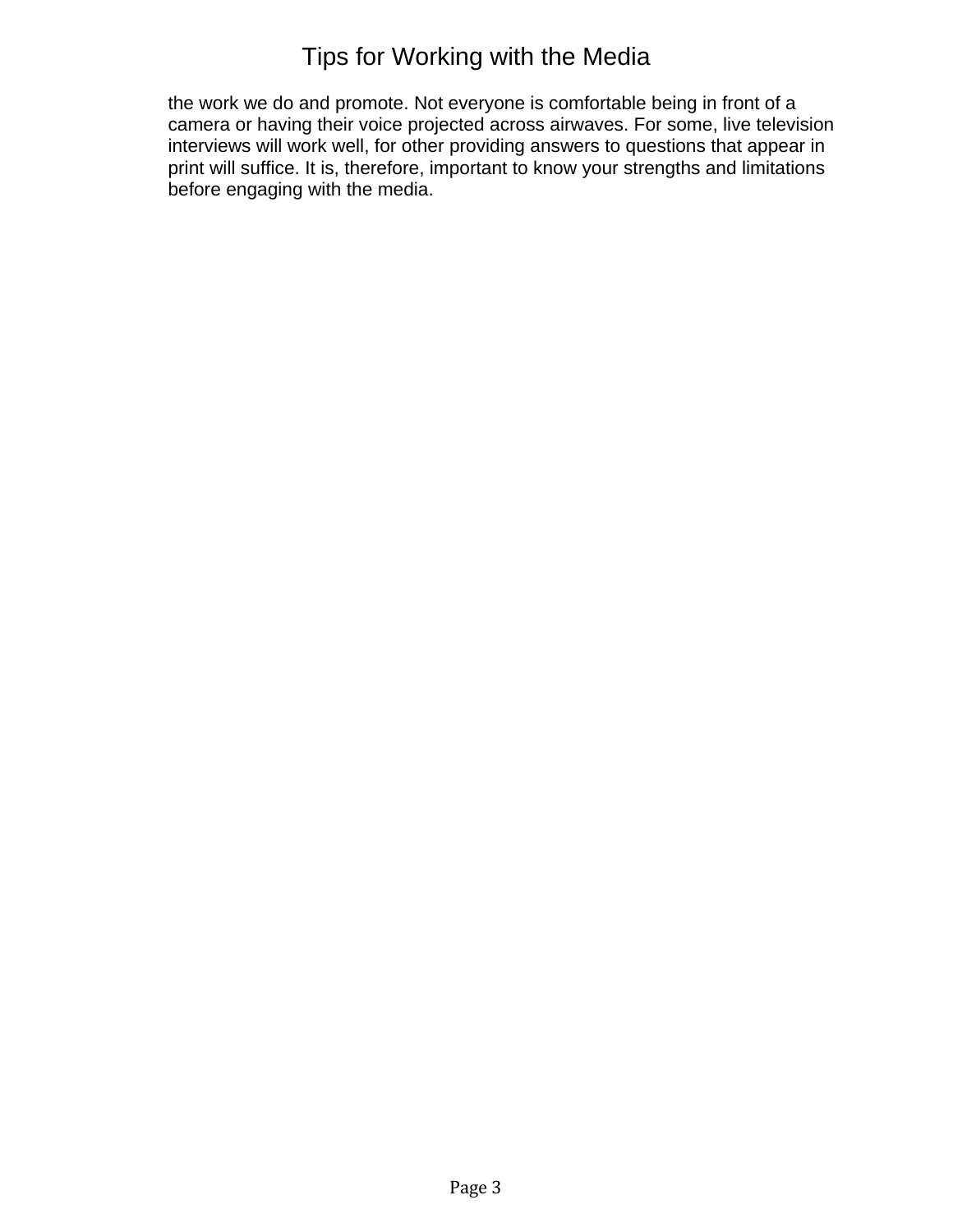the work we do and promote. Not everyone is comfortable being in front of a camera or having their voice projected across airwaves. For some, live television interviews will work well, for other providing answers to questions that appear in print will suffice. It is, therefore, important to know your strengths and limitations before engaging with the media.